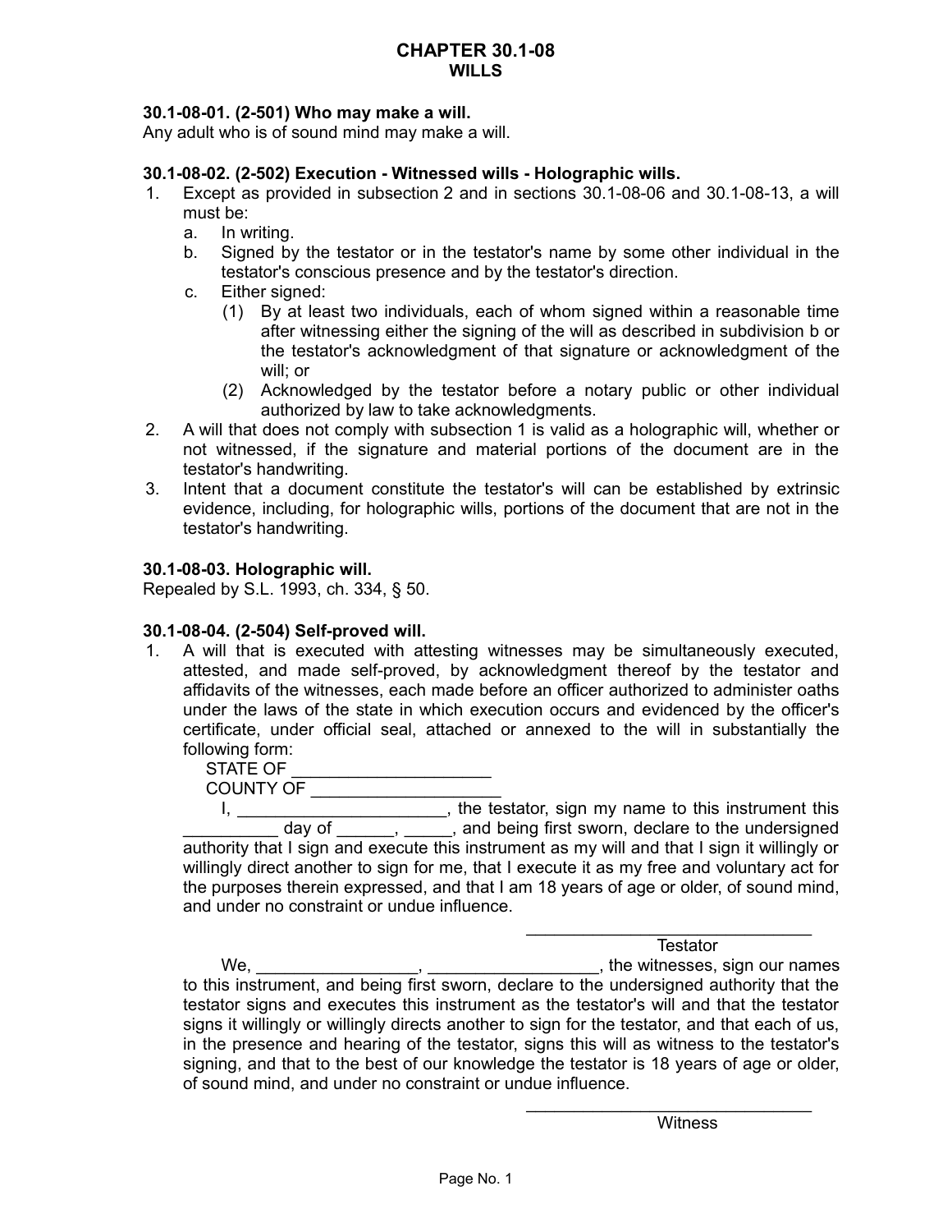# CHAPTER 30.1-08
## WILLS

**30.1-08-01. (2-501) Who may make a will.**
Any adult who is of sound mind may make a will.

**30.1-08-02. (2-502) Execution - Witnessed wills - Holographic wills.**

1. Except as provided in subsection 2 and in sections 30.1-08-06 and 30.1-08-13, a will must be:
   a. In writing.
   b. Signed by the testator or in the testator's name by some other individual in the testator's conscious presence and by the testator's direction.
   c. Either signed:
      (1) By at least two individuals, each of whom signed within a reasonable time after witnessing either the signing of the will as described in subdivision b or the testator's acknowledgment of that signature or acknowledgment of the will; or
      (2) Acknowledged by the testator before a notary public or other individual authorized by law to take acknowledgments.
2. A will that does not comply with subsection 1 is valid as a holographic will, whether or not witnessed, if the signature and material portions of the document are in the testator's handwriting.
3. Intent that a document constitute the testator's will can be established by extrinsic evidence, including, for holographic wills, portions of the document that are not in the testator's handwriting.

**30.1-08-03. Holographic will.**
Repealed by S.L. 1993, ch. 334, § 50.

**30.1-08-04. (2-504) Self-proved will.**

1. A will that is executed with attesting witnesses may be simultaneously executed, attested, and made self-proved, by acknowledgment thereof by the testator and affidavits of the witnesses, each made before an officer authorized to administer oaths under the laws of the state in which execution occurs and evidenced by the officer's certificate, under official seal, attached or annexed to the will in substantially the following form:

   STATE OF ____________________
   COUNTY OF ___________________

   I, ______________________, the testator, sign my name to this instrument this _________ day of ______, _____, and being first sworn, declare to the undersigned authority that I sign and execute this instrument as my will and that I sign it willingly or willingly direct another to sign for me, that I execute it as my free and voluntary act for the purposes therein expressed, and that I am 18 years of age or older, of sound mind, and under no constraint or undue influence.

   ______________________________
   Testator

   We, _________________, _________________, the witnesses, sign our names to this instrument, and being first sworn, declare to the undersigned authority that the testator signs and executes this instrument as the testator's will and that the testator signs it willingly or willingly directs another to sign for the testator, and that each of us, in the presence and hearing of the testator, signs this will as witness to the testator's signing, and that to the best of our knowledge the testator is 18 years of age or older, of sound mind, and under no constraint or undue influence.

   ______________________________
   Witness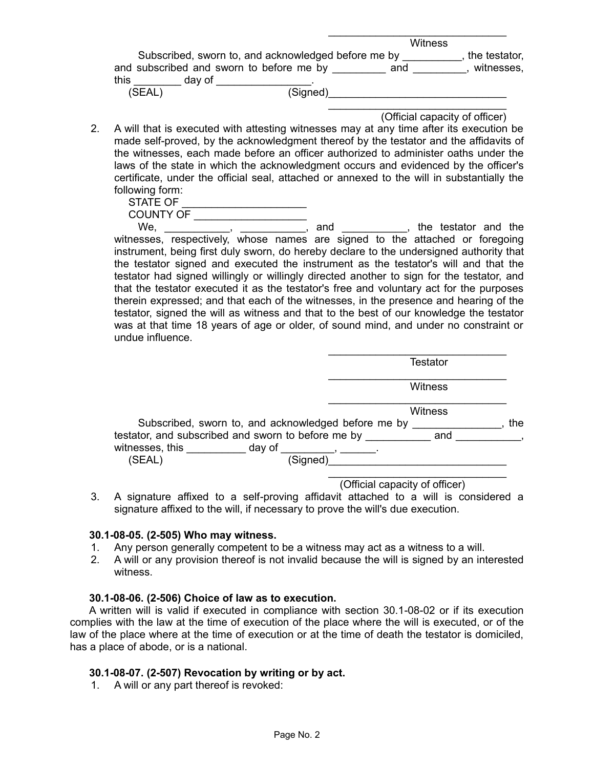\_\_\_\_\_\_\_\_\_\_\_\_\_\_\_\_\_\_\_\_\_\_\_\_\_\_\_\_\_\_
Witness

Subscribed, sworn to, and acknowledged before me by __________, the testator, and subscribed and sworn to before me by _________ and _________, witnesses, this ________ day of ________________.

(SEAL) (Signed)______________________________

______________________________
(Official capacity of officer)

2. A will that is executed with attesting witnesses may at any time after its execution be made self-proved, by the acknowledgment thereof by the testator and the affidavits of the witnesses, each made before an officer authorized to administer oaths under the laws of the state in which the acknowledgment occurs and evidenced by the officer's certificate, under the official seal, attached or annexed to the will in substantially the following form:

   STATE OF _____________________
   COUNTY OF ___________________

   We, ___________, ___________, and ___________, the testator and the witnesses, respectively, whose names are signed to the attached or foregoing instrument, being first duly sworn, do hereby declare to the undersigned authority that the testator signed and executed the instrument as the testator's will and that the testator had signed willingly or willingly directed another to sign for the testator, and that the testator executed it as the testator's free and voluntary act for the purposes therein expressed; and that each of the witnesses, in the presence and hearing of the testator, signed the will as witness and that to the best of our knowledge the testator was at that time 18 years of age or older, of sound mind, and under no constraint or undue influence.

   ______________________________
   Testator

   ______________________________
   Witness

   ______________________________
   Witness

   Subscribed, sworn to, and acknowledged before me by _______________, the testator, and subscribed and sworn to before me by ___________ and ___________, witnesses, this __________ day of _________, ______.

   (SEAL) (Signed)______________________________

   ______________________________
   (Official capacity of officer)

3. A signature affixed to a self-proving affidavit attached to a will is considered a signature affixed to the will, if necessary to prove the will's due execution.

**30.1-08-05. (2-505) Who may witness.**

1. Any person generally competent to be a witness may act as a witness to a will.
2. A will or any provision thereof is not invalid because the will is signed by an interested witness.

**30.1-08-06. (2-506) Choice of law as to execution.**

A written will is valid if executed in compliance with section 30.1-08-02 or if its execution complies with the law at the time of execution of the place where the will is executed, or of the law of the place where at the time of execution or at the time of death the testator is domiciled, has a place of abode, or is a national.

**30.1-08-07. (2-507) Revocation by writing or by act.**

1. A will or any part thereof is revoked: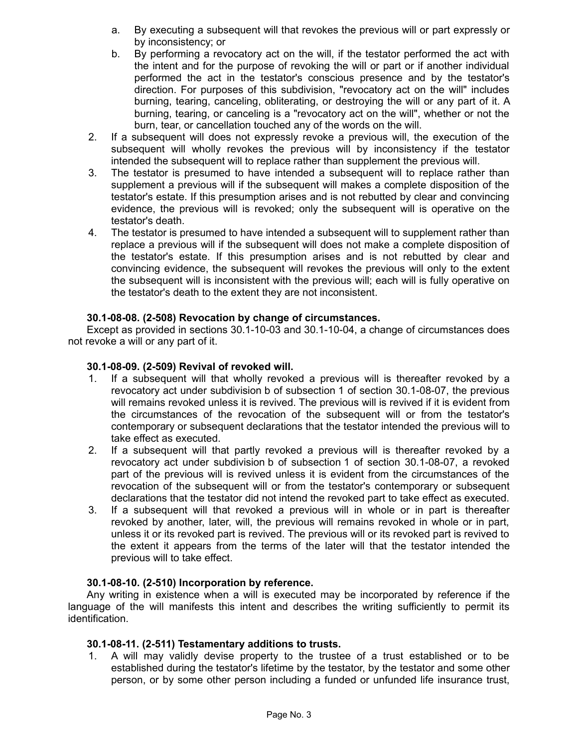a. By executing a subsequent will that revokes the previous will or part expressly or by inconsistency; or

b. By performing a revocatory act on the will, if the testator performed the act with the intent and for the purpose of revoking the will or part or if another individual performed the act in the testator's conscious presence and by the testator's direction. For purposes of this subdivision, "revocatory act on the will" includes burning, tearing, canceling, obliterating, or destroying the will or any part of it. A burning, tearing, or canceling is a "revocatory act on the will", whether or not the burn, tear, or cancellation touched any of the words on the will.

2. If a subsequent will does not expressly revoke a previous will, the execution of the subsequent will wholly revokes the previous will by inconsistency if the testator intended the subsequent will to replace rather than supplement the previous will.

3. The testator is presumed to have intended a subsequent will to replace rather than supplement a previous will if the subsequent will makes a complete disposition of the testator's estate. If this presumption arises and is not rebutted by clear and convincing evidence, the previous will is revoked; only the subsequent will is operative on the testator's death.

4. The testator is presumed to have intended a subsequent will to supplement rather than replace a previous will if the subsequent will does not make a complete disposition of the testator's estate. If this presumption arises and is not rebutted by clear and convincing evidence, the subsequent will revokes the previous will only to the extent the subsequent will is inconsistent with the previous will; each will is fully operative on the testator's death to the extent they are not inconsistent.

**30.1-08-08. (2-508) Revocation by change of circumstances.**

Except as provided in sections 30.1-10-03 and 30.1-10-04, a change of circumstances does not revoke a will or any part of it.

**30.1-08-09. (2-509) Revival of revoked will.**

1. If a subsequent will that wholly revoked a previous will is thereafter revoked by a revocatory act under subdivision b of subsection 1 of section 30.1-08-07, the previous will remains revoked unless it is revived. The previous will is revived if it is evident from the circumstances of the revocation of the subsequent will or from the testator's contemporary or subsequent declarations that the testator intended the previous will to take effect as executed.

2. If a subsequent will that partly revoked a previous will is thereafter revoked by a revocatory act under subdivision b of subsection 1 of section 30.1-08-07, a revoked part of the previous will is revived unless it is evident from the circumstances of the revocation of the subsequent will or from the testator's contemporary or subsequent declarations that the testator did not intend the revoked part to take effect as executed.

3. If a subsequent will that revoked a previous will in whole or in part is thereafter revoked by another, later, will, the previous will remains revoked in whole or in part, unless it or its revoked part is revived. The previous will or its revoked part is revived to the extent it appears from the terms of the later will that the testator intended the previous will to take effect.

**30.1-08-10. (2-510) Incorporation by reference.**

Any writing in existence when a will is executed may be incorporated by reference if the language of the will manifests this intent and describes the writing sufficiently to permit its identification.

**30.1-08-11. (2-511) Testamentary additions to trusts.**

1. A will may validly devise property to the trustee of a trust established or to be established during the testator's lifetime by the testator, by the testator and some other person, or by some other person including a funded or unfunded life insurance trust,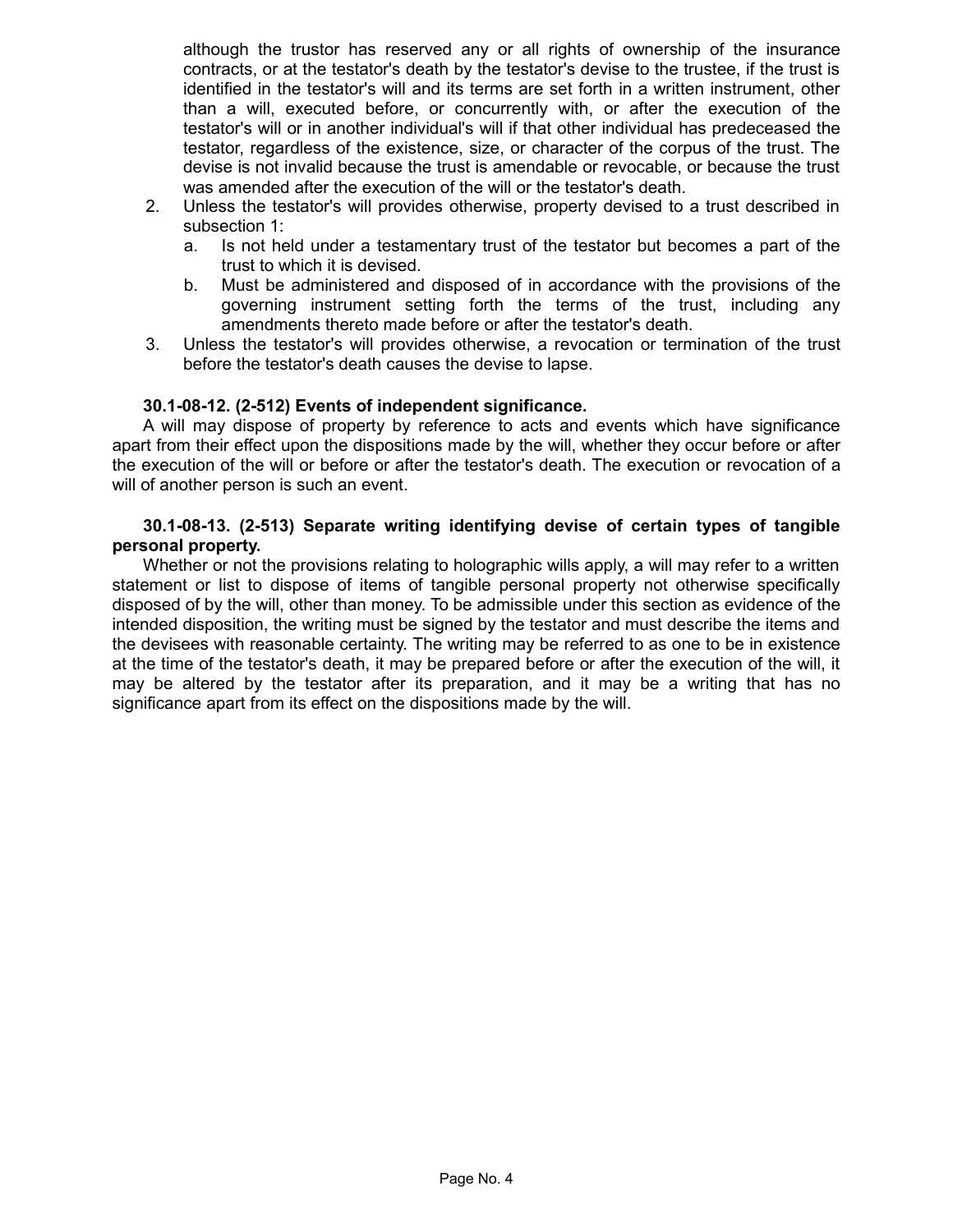although the trustor has reserved any or all rights of ownership of the insurance contracts, or at the testator's death by the testator's devise to the trustee, if the trust is identified in the testator's will and its terms are set forth in a written instrument, other than a will, executed before, or concurrently with, or after the execution of the testator's will or in another individual's will if that other individual has predeceased the testator, regardless of the existence, size, or character of the corpus of the trust. The devise is not invalid because the trust is amendable or revocable, or because the trust was amended after the execution of the will or the testator's death.

2. Unless the testator's will provides otherwise, property devised to a trust described in subsection 1:
   a. Is not held under a testamentary trust of the testator but becomes a part of the trust to which it is devised.
   b. Must be administered and disposed of in accordance with the provisions of the governing instrument setting forth the terms of the trust, including any amendments thereto made before or after the testator's death.
3. Unless the testator's will provides otherwise, a revocation or termination of the trust before the testator's death causes the devise to lapse.

**30.1-08-12. (2-512) Events of independent significance.**

A will may dispose of property by reference to acts and events which have significance apart from their effect upon the dispositions made by the will, whether they occur before or after the execution of the will or before or after the testator's death. The execution or revocation of a will of another person is such an event.

**30.1-08-13. (2-513) Separate writing identifying devise of certain types of tangible personal property.**

Whether or not the provisions relating to holographic wills apply, a will may refer to a written statement or list to dispose of items of tangible personal property not otherwise specifically disposed of by the will, other than money. To be admissible under this section as evidence of the intended disposition, the writing must be signed by the testator and must describe the items and the devisees with reasonable certainty. The writing may be referred to as one to be in existence at the time of the testator's death, it may be prepared before or after the execution of the will, it may be altered by the testator after its preparation, and it may be a writing that has no significance apart from its effect on the dispositions made by the will.